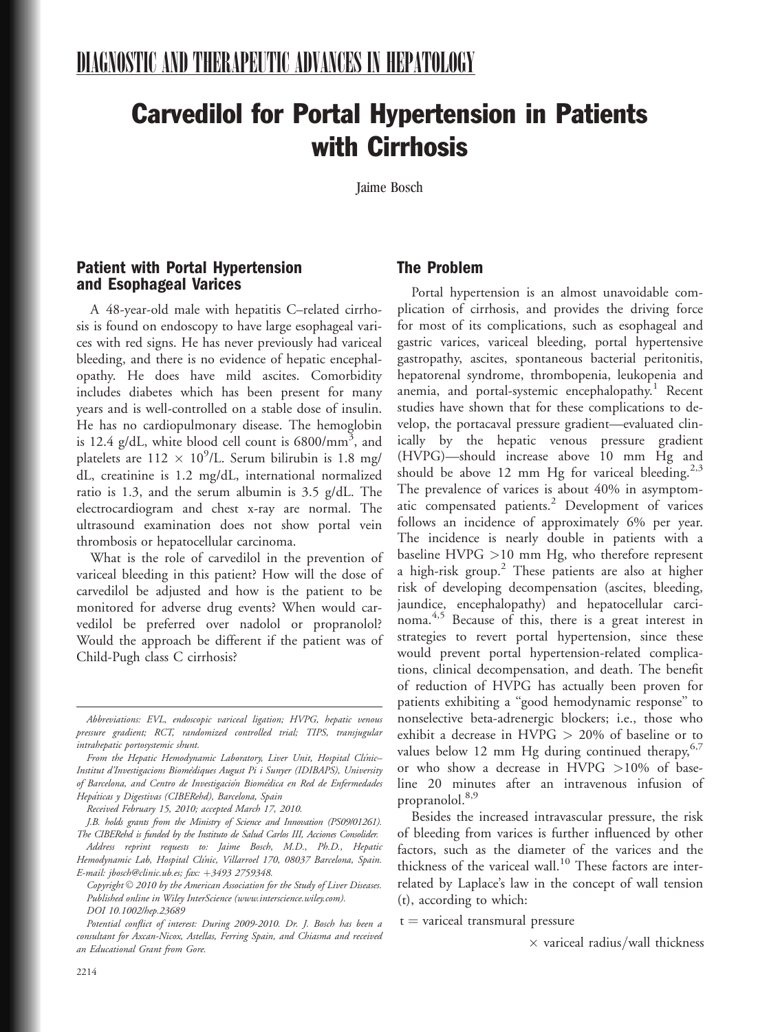DIAGNOSTIC AND THERAPEUTIC ADVANCES IN HEPATOLOGY

# Carvedilol for Portal Hypertension in Patients with Cirrhosis

Jaime Bosch

## Patient with Portal Hypertension and Esophageal Varices

A 48-year-old male with hepatitis C–related cirrhosis is found on endoscopy to have large esophageal varices with red signs. He has never previously had variceal bleeding, and there is no evidence of hepatic encephalopathy. He does have mild ascites. Comorbidity includes diabetes which has been present for many years and is well-controlled on a stable dose of insulin. He has no cardiopulmonary disease. The hemoglobin is 12.4 g/dL, white blood cell count is 6800/mm$^3$, and platelets are 112 $\times$ 10$^9$/L. Serum bilirubin is 1.8 mg/dL, creatinine is 1.2 mg/dL, international normalized ratio is 1.3, and the serum albumin is 3.5 g/dL. The electrocardiogram and chest x-ray are normal. The ultrasound examination does not show portal vein thrombosis or hepatocellular carcinoma.

What is the role of carvedilol in the prevention of variceal bleeding in this patient? How will the dose of carvedilol be adjusted and how is the patient to be monitored for adverse drug events? When would carvedilol be preferred over nadolol or propranolol? Would the approach be different if the patient was of Child-Pugh class C cirrhosis?

*Abbreviations: EVL, endoscopic variceal ligation; HVPG, hepatic venous pressure gradient; RCT, randomized controlled trial; TIPS, transjugular intrahepatic portosystemic shunt.*

*From the Hepatic Hemodynamic Laboratory, Liver Unit, Hospital Clínic–Institut d'Investigacions Biomèdiques August Pi i Sunyer (IDIBAPS), University of Barcelona, and Centro de Investigación Biomédica en Red de Enfermedades Hepáticas y Digestivas (CIBERehd), Barcelona, Spain*

*Received February 15, 2010; accepted March 17, 2010.*

*J.B. holds grants from the Ministry of Science and Innovation (PS09/01261). The CIBERehd is funded by the Instituto de Salud Carlos III, Acciones Consolider.*

*Address reprint requests to: Jaime Bosch, M.D., Ph.D., Hepatic Hemodynamic Lab, Hospital Clínic, Villarroel 170, 08037 Barcelona, Spain. E-mail: jbosch@clinic.ub.es; fax: +3493 2759348.*

*Copyright © 2010 by the American Association for the Study of Liver Diseases. Published online in Wiley InterScience (www.interscience.wiley.com).*

*DOI 10.1002/hep.23689*

*Potential conflict of interest: During 2009-2010. Dr. J. Bosch has been a consultant for Axcan-Nicox, Astellas, Ferring Spain, and Chiasma and received an Educational Grant from Gore.*

## The Problem

Portal hypertension is an almost unavoidable complication of cirrhosis, and provides the driving force for most of its complications, such as esophageal and gastric varices, variceal bleeding, portal hypertensive gastropathy, ascites, spontaneous bacterial peritonitis, hepatorenal syndrome, thrombopenia, leukopenia and anemia, and portal-systemic encephalopathy.[1] Recent studies have shown that for these complications to develop, the portacaval pressure gradient—evaluated clinically by the hepatic venous pressure gradient (HVPG)—should increase above 10 mm Hg and should be above 12 mm Hg for variceal bleeding.[2,3] The prevalence of varices is about 40% in asymptomatic compensated patients.[2] Development of varices follows an incidence of approximately 6% per year. The incidence is nearly double in patients with a baseline HVPG >10 mm Hg, who therefore represent a high-risk group.[2] These patients are also at higher risk of developing decompensation (ascites, bleeding, jaundice, encephalopathy) and hepatocellular carcinoma.[4,5] Because of this, there is a great interest in strategies to revert portal hypertension, since these would prevent portal hypertension-related complications, clinical decompensation, and death. The benefit of reduction of HVPG has actually been proven for patients exhibiting a "good hemodynamic response" to nonselective beta-adrenergic blockers; i.e., those who exhibit a decrease in HVPG > 20% of baseline or to values below 12 mm Hg during continued therapy,[6,7] or who show a decrease in HVPG >10% of baseline 20 minutes after an intravenous infusion of propranolol.[8,9]

Besides the increased intravascular pressure, the risk of bleeding from varices is further influenced by other factors, such as the diameter of the varices and the thickness of the variceal wall.[10] These factors are interrelated by Laplace's law in the concept of wall tension (t), according to which:

$$t = \text{variceal transmural pressure} \times \text{variceal radius/wall thickness}$$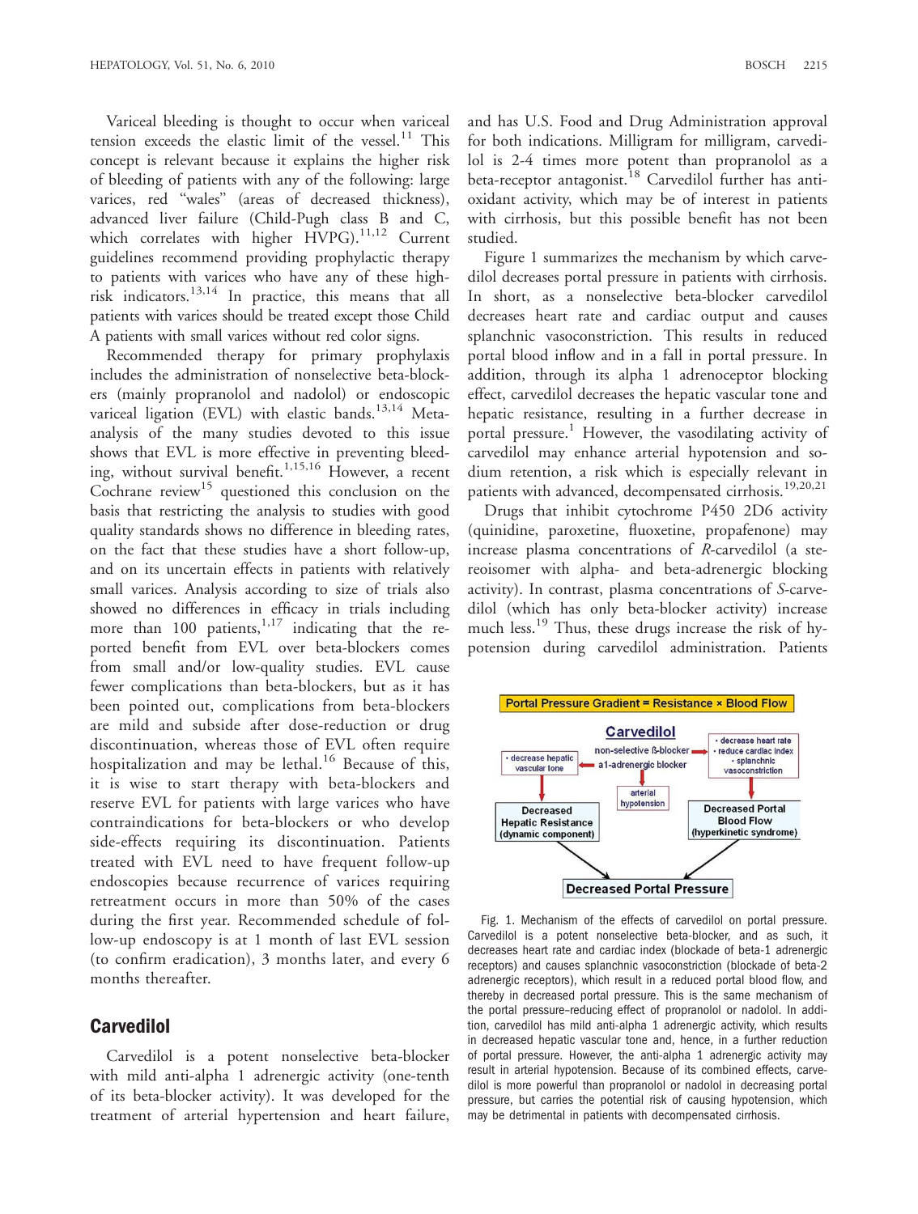Variceal bleeding is thought to occur when variceal tension exceeds the elastic limit of the vessel.[11] This concept is relevant because it explains the higher risk of bleeding of patients with any of the following: large varices, red "wales" (areas of decreased thickness), advanced liver failure (Child-Pugh class B and C, which correlates with higher HVPG).[11,12] Current guidelines recommend providing prophylactic therapy to patients with varices who have any of these high-risk indicators.[13,14] In practice, this means that all patients with varices should be treated except those Child A patients with small varices without red color signs.

Recommended therapy for primary prophylaxis includes the administration of nonselective beta-blockers (mainly propranolol and nadolol) or endoscopic variceal ligation (EVL) with elastic bands.[13,14] Meta-analysis of the many studies devoted to this issue shows that EVL is more effective in preventing bleeding, without survival benefit.[1,15,16] However, a recent Cochrane review[15] questioned this conclusion on the basis that restricting the analysis to studies with good quality standards shows no difference in bleeding rates, on the fact that these studies have a short follow-up, and on its uncertain effects in patients with relatively small varices. Analysis according to size of trials also showed no differences in efficacy in trials including more than 100 patients,[1,17] indicating that the reported benefit from EVL over beta-blockers comes from small and/or low-quality studies. EVL cause fewer complications than beta-blockers, but as it has been pointed out, complications from beta-blockers are mild and subside after dose-reduction or drug discontinuation, whereas those of EVL often require hospitalization and may be lethal.[16] Because of this, it is wise to start therapy with beta-blockers and reserve EVL for patients with large varices who have contraindications for beta-blockers or who develop side-effects requiring its discontinuation. Patients treated with EVL need to have frequent follow-up endoscopies because recurrence of varices requiring retreatment occurs in more than 50% of the cases during the first year. Recommended schedule of follow-up endoscopy is at 1 month of last EVL session (to confirm eradication), 3 months later, and every 6 months thereafter.

## Carvedilol

Carvedilol is a potent nonselective beta-blocker with mild anti-alpha 1 adrenergic activity (one-tenth of its beta-blocker activity). It was developed for the treatment of arterial hypertension and heart failure, and has U.S. Food and Drug Administration approval for both indications. Milligram for milligram, carvedilol is 2-4 times more potent than propranolol as a beta-receptor antagonist.[18] Carvedilol further has antioxidant activity, which may be of interest in patients with cirrhosis, but this possible benefit has not been studied.

Figure 1 summarizes the mechanism by which carvedilol decreases portal pressure in patients with cirrhosis. In short, as a nonselective beta-blocker carvedilol decreases heart rate and cardiac output and causes splanchnic vasoconstriction. This results in reduced portal blood inflow and in a fall in portal pressure. In addition, through its alpha 1 adrenoceptor blocking effect, carvedilol decreases the hepatic vascular tone and hepatic resistance, resulting in a further decrease in portal pressure.[1] However, the vasodilating activity of carvedilol may enhance arterial hypotension and sodium retention, a risk which is especially relevant in patients with advanced, decompensated cirrhosis.[19,20,21]

Drugs that inhibit cytochrome P450 2D6 activity (quinidine, paroxetine, fluoxetine, propafenone) may increase plasma concentrations of *R*-carvedilol (a stereoisomer with alpha- and beta-adrenergic blocking activity). In contrast, plasma concentrations of *S*-carvedilol (which has only beta-blocker activity) increase much less.[19] Thus, these drugs increase the risk of hypotension during carvedilol administration. Patients

Portal Pressure Gradient = Resistance × Blood Flow

Carvedilol: non-selective ß-blocker; a1-adrenergic blocker
- decrease hepatic vascular tone → Decreased Hepatic Resistance (dynamic component)
- decrease heart rate; reduce cardiac index; splanchnic vasoconstriction → Decreased Portal Blood Flow (hyperkinetic syndrome)
- arterial hypotension

→ Decreased Portal Pressure

Fig. 1. Mechanism of the effects of carvedilol on portal pressure. Carvedilol is a potent nonselective beta-blocker, and as such, it decreases heart rate and cardiac index (blockade of beta-1 adrenergic receptors) and causes splanchnic vasoconstriction (blockade of beta-2 adrenergic receptors), which result in a reduced portal blood flow, and thereby in decreased portal pressure. This is the same mechanism of the portal pressure-reducing effect of propranolol or nadolol. In addition, carvedilol has mild anti-alpha 1 adrenergic activity, which results in decreased hepatic vascular tone and, hence, in a further reduction of portal pressure. However, the anti-alpha 1 adrenergic activity may result in arterial hypotension. Because of its combined effects, carvedilol is more powerful than propranolol or nadolol in decreasing portal pressure, but carries the potential risk of causing hypotension, which may be detrimental in patients with decompensated cirrhosis.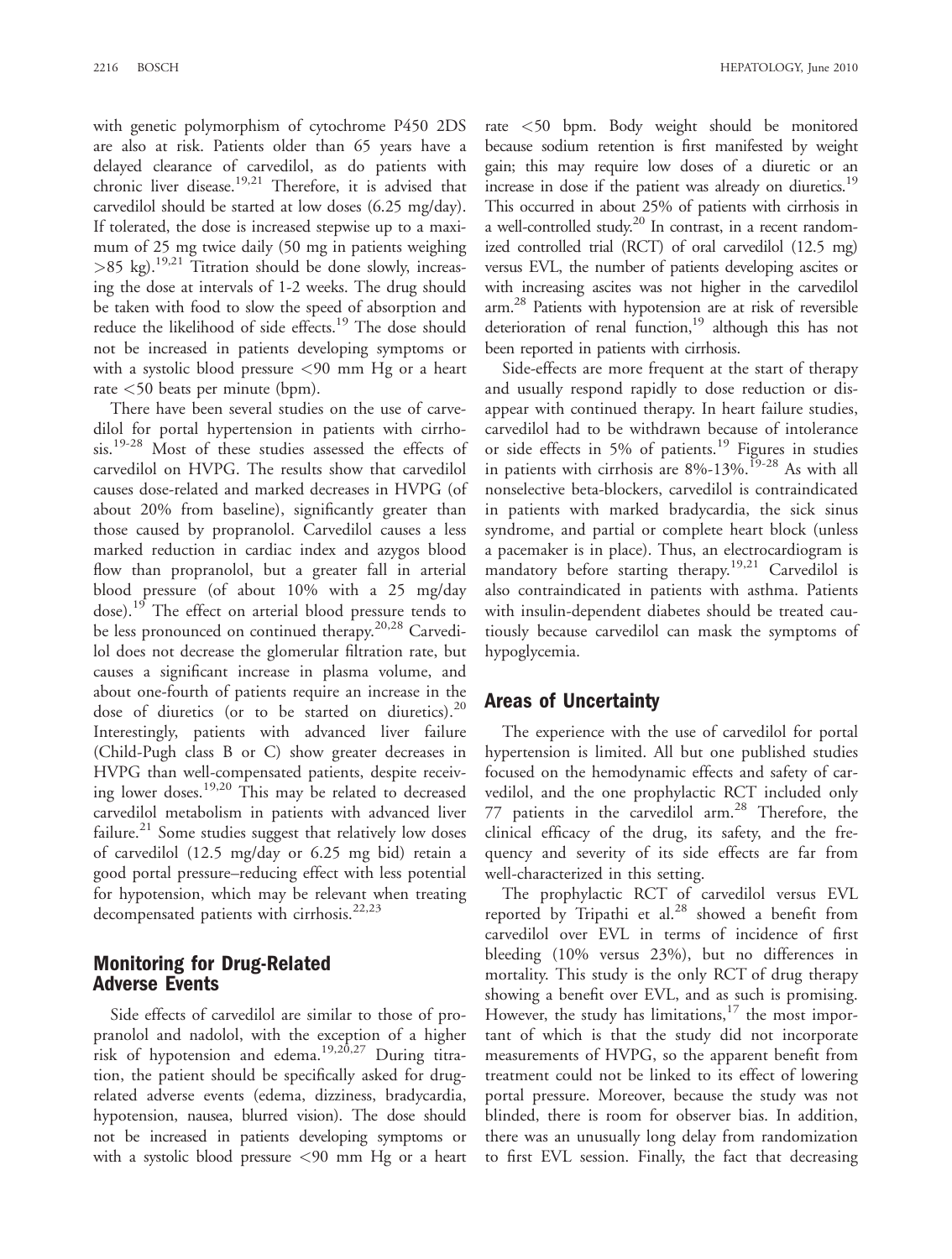with genetic polymorphism of cytochrome P450 2DS are also at risk. Patients older than 65 years have a delayed clearance of carvedilol, as do patients with chronic liver disease.[19,21] Therefore, it is advised that carvedilol should be started at low doses (6.25 mg/day). If tolerated, the dose is increased stepwise up to a maximum of 25 mg twice daily (50 mg in patients weighing >85 kg).[19,21] Titration should be done slowly, increasing the dose at intervals of 1-2 weeks. The drug should be taken with food to slow the speed of absorption and reduce the likelihood of side effects.[19] The dose should not be increased in patients developing symptoms or with a systolic blood pressure <90 mm Hg or a heart rate <50 beats per minute (bpm).

There have been several studies on the use of carvedilol for portal hypertension in patients with cirrhosis.[19-28] Most of these studies assessed the effects of carvedilol on HVPG. The results show that carvedilol causes dose-related and marked decreases in HVPG (of about 20% from baseline), significantly greater than those caused by propranolol. Carvedilol causes a less marked reduction in cardiac index and azygos blood flow than propranolol, but a greater fall in arterial blood pressure (of about 10% with a 25 mg/day dose).[19] The effect on arterial blood pressure tends to be less pronounced on continued therapy.[20,28] Carvedilol does not decrease the glomerular filtration rate, but causes a significant increase in plasma volume, and about one-fourth of patients require an increase in the dose of diuretics (or to be started on diuretics).[20] Interestingly, patients with advanced liver failure (Child-Pugh class B or C) show greater decreases in HVPG than well-compensated patients, despite receiving lower doses.[19,20] This may be related to decreased carvedilol metabolism in patients with advanced liver failure.[21] Some studies suggest that relatively low doses of carvedilol (12.5 mg/day or 6.25 mg bid) retain a good portal pressure–reducing effect with less potential for hypotension, which may be relevant when treating decompensated patients with cirrhosis.[22,23]

## Monitoring for Drug-Related Adverse Events

Side effects of carvedilol are similar to those of propranolol and nadolol, with the exception of a higher risk of hypotension and edema.[19,20,27] During titration, the patient should be specifically asked for drug-related adverse events (edema, dizziness, bradycardia, hypotension, nausea, blurred vision). The dose should not be increased in patients developing symptoms or with a systolic blood pressure <90 mm Hg or a heart rate <50 bpm. Body weight should be monitored because sodium retention is first manifested by weight gain; this may require low doses of a diuretic or an increase in dose if the patient was already on diuretics.[19] This occurred in about 25% of patients with cirrhosis in a well-controlled study.[20] In contrast, in a recent randomized controlled trial (RCT) of oral carvedilol (12.5 mg) versus EVL, the number of patients developing ascites or with increasing ascites was not higher in the carvedilol arm.[28] Patients with hypotension are at risk of reversible deterioration of renal function,[19] although this has not been reported in patients with cirrhosis.

Side-effects are more frequent at the start of therapy and usually respond rapidly to dose reduction or disappear with continued therapy. In heart failure studies, carvedilol had to be withdrawn because of intolerance or side effects in 5% of patients.[19] Figures in studies in patients with cirrhosis are 8%-13%.[19-28] As with all nonselective beta-blockers, carvedilol is contraindicated in patients with marked bradycardia, the sick sinus syndrome, and partial or complete heart block (unless a pacemaker is in place). Thus, an electrocardiogram is mandatory before starting therapy.[19,21] Carvedilol is also contraindicated in patients with asthma. Patients with insulin-dependent diabetes should be treated cautiously because carvedilol can mask the symptoms of hypoglycemia.

## Areas of Uncertainty

The experience with the use of carvedilol for portal hypertension is limited. All but one published studies focused on the hemodynamic effects and safety of carvedilol, and the one prophylactic RCT included only 77 patients in the carvedilol arm.[28] Therefore, the clinical efficacy of the drug, its safety, and the frequency and severity of its side effects are far from well-characterized in this setting.

The prophylactic RCT of carvedilol versus EVL reported by Tripathi et al.[28] showed a benefit from carvedilol over EVL in terms of incidence of first bleeding (10% versus 23%), but no differences in mortality. This study is the only RCT of drug therapy showing a benefit over EVL, and as such is promising. However, the study has limitations,[17] the most important of which is that the study did not incorporate measurements of HVPG, so the apparent benefit from treatment could not be linked to its effect of lowering portal pressure. Moreover, because the study was not blinded, there is room for observer bias. In addition, there was an unusually long delay from randomization to first EVL session. Finally, the fact that decreasing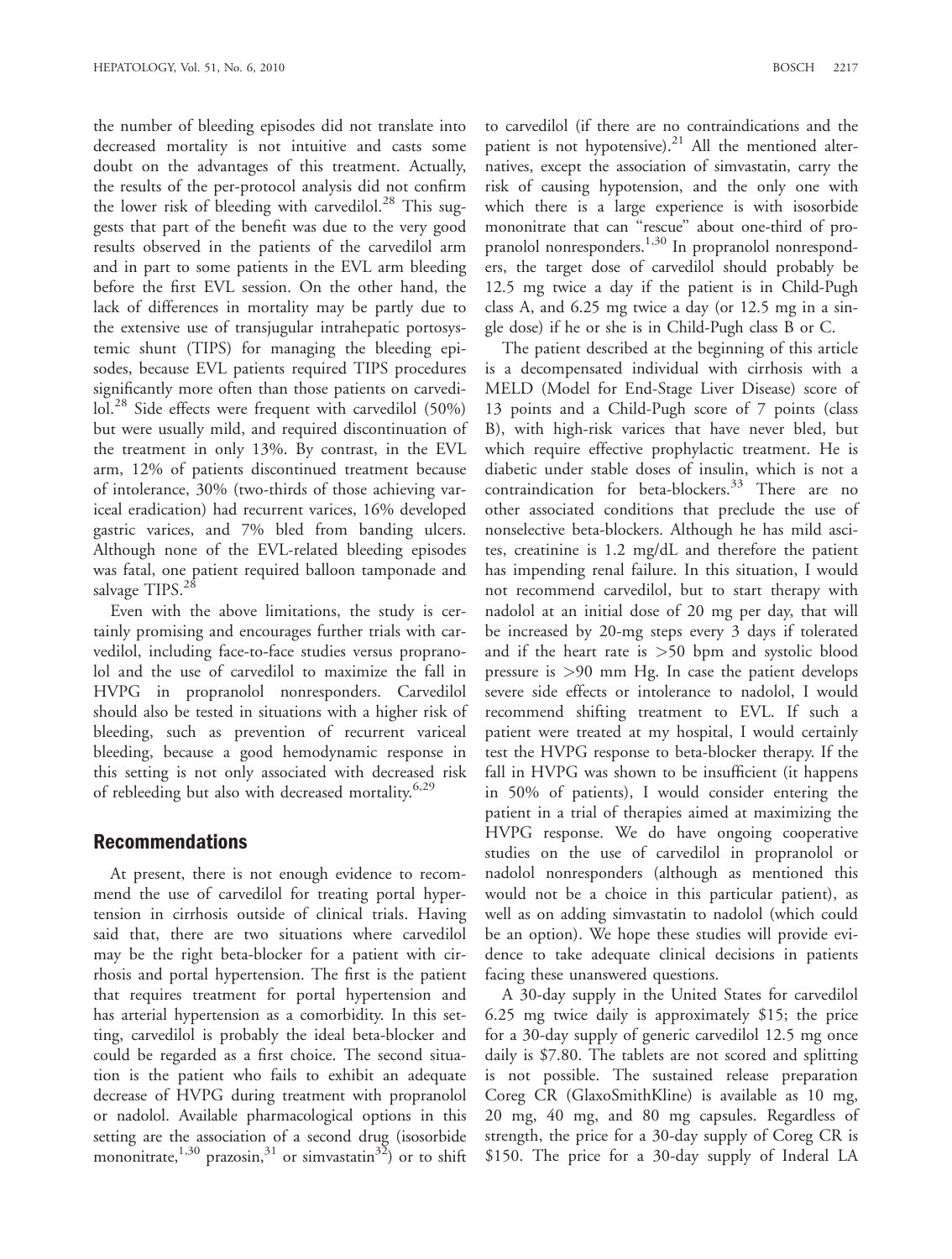the number of bleeding episodes did not translate into decreased mortality is not intuitive and casts some doubt on the advantages of this treatment. Actually, the results of the per-protocol analysis did not confirm the lower risk of bleeding with carvedilol.[28] This suggests that part of the benefit was due to the very good results observed in the patients of the carvedilol arm and in part to some patients in the EVL arm bleeding before the first EVL session. On the other hand, the lack of differences in mortality may be partly due to the extensive use of transjugular intrahepatic portosystemic shunt (TIPS) for managing the bleeding episodes, because EVL patients required TIPS procedures significantly more often than those patients on carvedilol.[28] Side effects were frequent with carvedilol (50%) but were usually mild, and required discontinuation of the treatment in only 13%. By contrast, in the EVL arm, 12% of patients discontinued treatment because of intolerance, 30% (two-thirds of those achieving variceal eradication) had recurrent varices, 16% developed gastric varices, and 7% bled from banding ulcers. Although none of the EVL-related bleeding episodes was fatal, one patient required balloon tamponade and salvage TIPS.[28]

Even with the above limitations, the study is certainly promising and encourages further trials with carvedilol, including face-to-face studies versus propranolol and the use of carvedilol to maximize the fall in HVPG in propranolol nonresponders. Carvedilol should also be tested in situations with a higher risk of bleeding, such as prevention of recurrent variceal bleeding, because a good hemodynamic response in this setting is not only associated with decreased risk of rebleeding but also with decreased mortality.[6,29]

## Recommendations

At present, there is not enough evidence to recommend the use of carvedilol for treating portal hypertension in cirrhosis outside of clinical trials. Having said that, there are two situations where carvedilol may be the right beta-blocker for a patient with cirrhosis and portal hypertension. The first is the patient that requires treatment for portal hypertension and has arterial hypertension as a comorbidity. In this setting, carvedilol is probably the ideal beta-blocker and could be regarded as a first choice. The second situation is the patient who fails to exhibit an adequate decrease of HVPG during treatment with propranolol or nadolol. Available pharmacological options in this setting are the association of a second drug (isosorbide mononitrate,[1,30] prazosin,[31] or simvastatin[32]) or to shift to carvedilol (if there are no contraindications and the patient is not hypotensive).[21] All the mentioned alternatives, except the association of simvastatin, carry the risk of causing hypotension, and the only one with which there is a large experience is with isosorbide mononitrate that can "rescue" about one-third of propranolol nonresponders.[1,30] In propranolol nonresponders, the target dose of carvedilol should probably be 12.5 mg twice a day if the patient is in Child-Pugh class A, and 6.25 mg twice a day (or 12.5 mg in a single dose) if he or she is in Child-Pugh class B or C.

The patient described at the beginning of this article is a decompensated individual with cirrhosis with a MELD (Model for End-Stage Liver Disease) score of 13 points and a Child-Pugh score of 7 points (class B), with high-risk varices that have never bled, but which require effective prophylactic treatment. He is diabetic under stable doses of insulin, which is not a contraindication for beta-blockers.[33] There are no other associated conditions that preclude the use of nonselective beta-blockers. Although he has mild ascites, creatinine is 1.2 mg/dL and therefore the patient has impending renal failure. In this situation, I would not recommend carvedilol, but to start therapy with nadolol at an initial dose of 20 mg per day, that will be increased by 20-mg steps every 3 days if tolerated and if the heart rate is >50 bpm and systolic blood pressure is >90 mm Hg. In case the patient develops severe side effects or intolerance to nadolol, I would recommend shifting treatment to EVL. If such a patient were treated at my hospital, I would certainly test the HVPG response to beta-blocker therapy. If the fall in HVPG was shown to be insufficient (it happens in 50% of patients), I would consider entering the patient in a trial of therapies aimed at maximizing the HVPG response. We do have ongoing cooperative studies on the use of carvedilol in propranolol or nadolol nonresponders (although as mentioned this would not be a choice in this particular patient), as well as on adding simvastatin to nadolol (which could be an option). We hope these studies will provide evidence to take adequate clinical decisions in patients facing these unanswered questions.

A 30-day supply in the United States for carvedilol 6.25 mg twice daily is approximately $15; the price for a 30-day supply of generic carvedilol 12.5 mg once daily is $7.80. The tablets are not scored and splitting is not possible. The sustained release preparation Coreg CR (GlaxoSmithKline) is available as 10 mg, 20 mg, 40 mg, and 80 mg capsules. Regardless of strength, the price for a 30-day supply of Coreg CR is $150. The price for a 30-day supply of Inderal LA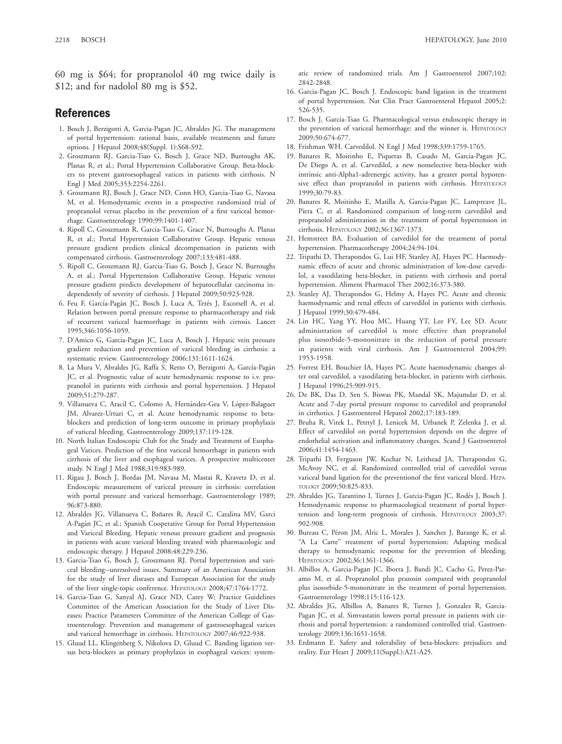60 mg is \$64; for propranolol 40 mg twice daily is \$12; and for nadolol 80 mg is \$52.

## References

1. Bosch J, Berzigotti A, Garcia-Pagan JC, Abraldes JG. The management of portal hypertension: rational basis, available treatments and future options. J Hepatol 2008;48(Suppl. 1):S68-S92.
2. Groszmann RJ, Garcia-Tsao G, Bosch J, Grace ND, Burroughs AK, Planas R, et al.; Portal Hypertension Collaborative Group. Beta-blockers to prevent gastroesophageal varices in patients with cirrhosis. N Engl J Med 2005;353:2254-2261.
3. Groszmann RJ, Bosch J, Grace ND, Conn HO, Garcia-Tsao G, Navasa M, et al. Hemodynamic events in a prospective randomized trial of propranolol versus placebo in the prevention of a first variceal hemorrhage. Gastroenterology 1990;99:1401-1407.
4. Ripoll C, Groszmann R, Garcia-Tsao G, Grace N, Burroughs A, Planas R, et al.; Portal Hypertension Collaborative Group. Hepatic venous pressure gradient predicts clinical decompensation in patients with compensated cirrhosis. Gastroenterology 2007;133:481-488.
5. Ripoll C, Groszmann RJ, Garcia-Tsao G, Bosch J, Grace N, Burroughs A, et al.; Portal Hypertension Collaborative Group. Hepatic venous pressure gradient predicts development of hepatocellular carcinoma independently of severity of cirrhosis. J Hepatol 2009;50:923-928.
6. Feu F, García-Pagán JC, Bosch J, Luca A, Terés J, Escorsell A, et al. Relation between portal pressure response to pharmacotherapy and risk of recurrent variceal haemorrhage in patients with cirrosis. Lancet 1995;346:1056-1059.
7. D'Amico G, Garcia-Pagan JC, Luca A, Bosch J. Hepatic vein pressure gradient reduction and prevention of variceal bleeding in cirrhosis: a systematic review. Gastroenterology 2006;131:1611-1624.
8. La Mura V, Abraldes JG, Raffa S, Retto O, Berzigotti A, García-Pagán JC, et al. Prognostic value of acute hemodynamic response to i.v. propranolol in patients with cirrhosis and portal hypertension. J Hepatol 2009;51:279-287.
9. Villanueva C, Aracil C, Colomo A, Hernández-Gea V, López-Balaguer JM, Alvarez-Urturi C, et al. Acute hemodynamic response to beta-blockers and prediction of long-term outcome in primary prophylaxis of variceal bleeding. Gastroenterology 2009;137:119-128.
10. North Italian Endoscopic Club for the Study and Treatment of Esophageal Varices. Prediction of the first variceal hemorrhage in patients with cirrhosis of the liver and esophageal varices. A prospective multicenter study. N Engl J Med 1988;319:983-989.
11. Rigau J, Bosch J, Bordas JM, Navasa M, Mastai R, Kravetz D, et al. Endoscopic measurement of variceal pressure in cirrhosis: correlation with portal pressure and variceal hemorrhage. Gastroenterology 1989; 96:873-880.
12. Abraldes JG, Villanueva C, Bañares R, Aracil C, Catalina MV, Garci A-Pagán JC, et al.; Spanish Cooperative Group for Portal Hypertension and Variceal Bleeding. Hepatic venous pressure gradient and prognosis in patients with acute variceal bleeding treated with pharmacologic and endoscopic therapy. J Hepatol 2008;48:229-236.
13. Garcia-Tsao G, Bosch J, Groszmann RJ. Portal hypertension and variceal bleeding--unresolved issues. Summary of an American Association for the study of liver diseases and European Association for the study of the liver single-topic conference. HEPATOLOGY 2008;47:1764-1772.
14. Garcia-Tsao G, Sanyal AJ, Grace ND, Carey W; Practice Guidelines Committee of the American Association for the Study of Liver Diseases; Practice Parameters Committee of the American College of Gastroenterology. Prevention and management of gastroesophageal varices and variceal hemorrhage in cirrhosis. HEPATOLOGY 2007;46:922-938.
15. Gluud LL, Klingenberg S, Nikolova D, Gluud C. Banding ligation versus beta-blockers as primary prophylaxis in esophageal varices: systematic review of randomized trials. Am J Gastroenterol 2007;102: 2842-2848.
16. Garcia-Pagan JC, Bosch J. Endoscopic band ligation in the treatment of portal hypertension. Nat Clin Pract Gastroenterol Hepatol 2005;2: 526-535.
17. Bosch J, Garcia-Tsao G. Pharmacological versus endoscopic therapy in the prevention of variceal hemorrhage: and the winner is. HEPATOLOGY 2009;50:674-677.
18. Frishman WH. Carvedilol. N Engl J Med 1998;339:1759-1765.
19. Banares R, Moitinho E, Piqueras B, Casado M, Garcia-Pagan JC, De Diego A, et al. Carvedilol, a new nonselective beta-blocker with intrínsic anti-Alpha1-adrenergic activity, has a greater portal hypotensive effect than propranolol in patients with cirrhosis. HEPATOLOGY 1999;30:79-83.
20. Banares R, Moitinho E, Matilla A, Garcia-Pagan JC, Lampreave JL, Piera C, et al. Randomized comparison of long-term carvedilol and propranolol administration in the treatment of portal hypertension in cirrhosis. HEPATOLOGY 2002;36:1367-1373.
21. Hemstreet BA. Evaluation of carvedilol for the treatment of portal hypertension. Pharmacotherapy 2004;24:94-104.
22. Tripathi D, Therapondos G, Lui HF, Stanley AJ, Hayes PC. Haemodynamic effects of acute and chronic administration of low-dose carvedilol, a vasodilating beta-blocker, in patients with cirrhosis and portal hypertension. Aliment Pharmacol Ther 2002;16:373-380.
23. Stanley AJ, Therapondos G, Helmy A, Hayes PC. Acute and chronic haemodynamic and renal effects of carvedilol in patients with cirrhosis. J Hepatol 1999;30:479-484.
24. Lin HC, Yang YY, Hou MC, Huang YT, Lee FY, Lee SD. Acute administration of carvedilol is more effective than propranolol plus isosorbide-5-mononitrate in the reduction of portal pressure in patients with viral cirrhosis. Am J Gastroenterol 2004;99: 1953-1958.
25. Forrest EH, Bouchier IA, Hayes PC. Acute haemodynamic changes alter oral carvedilol, a vasodilating beta-blocker, in patients with cirrhosis. J Hepatol 1996;25:909-915.
26. De BK, Das D, Sen S, Biswas PK, Mandal SK, Majumdar D, et al. Acute and 7-day portal pressure response to carvedilol and propranolol in cirrhotics. J Gastroenterol Hepatol 2002;17:183-189.
27. Bruha R, Vitek L, Petrtyl J, Lenicek M, Urbanek P, Zelenka J, et al. Effect of carvedilol on portal hypertension depends on the degree of endothelial activation and inflammatory changes. Scand J Gastroenterol 2006;41:1454-1463.
28. Tripathi D, Ferguson JW, Kochar N, Leithead JA, Therapondos G, McAvoy NC, et al. Randomized controlled trial of carvedilol versus variceal band ligation for the preventionof the first variceal bleed. HEPATOLOGY 2009;50:825-833.
29. Abraldes JG, Tarantino I, Turnes J, Garcia-Pagan JC, Rodés J, Bosch J. Hemodynamic response to pharmacological treatment of portal hypertension and long-term prognosis of cirrhosis. HEPATOLOGY 2003;37: 902-908.
30. Bureau C, Péron JM, Alric L, Morales J, Sanchez J, Barange K, et al. "A La Carte" treatment of portal hypertension: Adapting medical therapy to hemodynamic response for the prevention of bleeding. HEPATOLOGY 2002;36:1361-1366.
31. Albillos A, Garcia-Pagan JC, Iborra J, Bandi JC, Cacho G, Perez-Paramo M, et al. Propranolol plus prazosin compared with propranolol plus isosorbide-5-mononitrate in the treatment of portal hypertension. Gastroenterology 1998;115:116-123.
32. Abraldes JG, Albillos A, Banares R, Turnes J, Gonzalez R, Garcia-Pagan JC, et al. Simvastatin lowers portal pressure in patients with cirrhosis and portal hypertension: a randomized controlled trial. Gastroenterology 2009;136:1651-1658.
33. Erdmann E. Safety and tolerability of beta-blockers: prejudices and reality. Eur Heart J 2009;11(Suppl.):A21-A25.